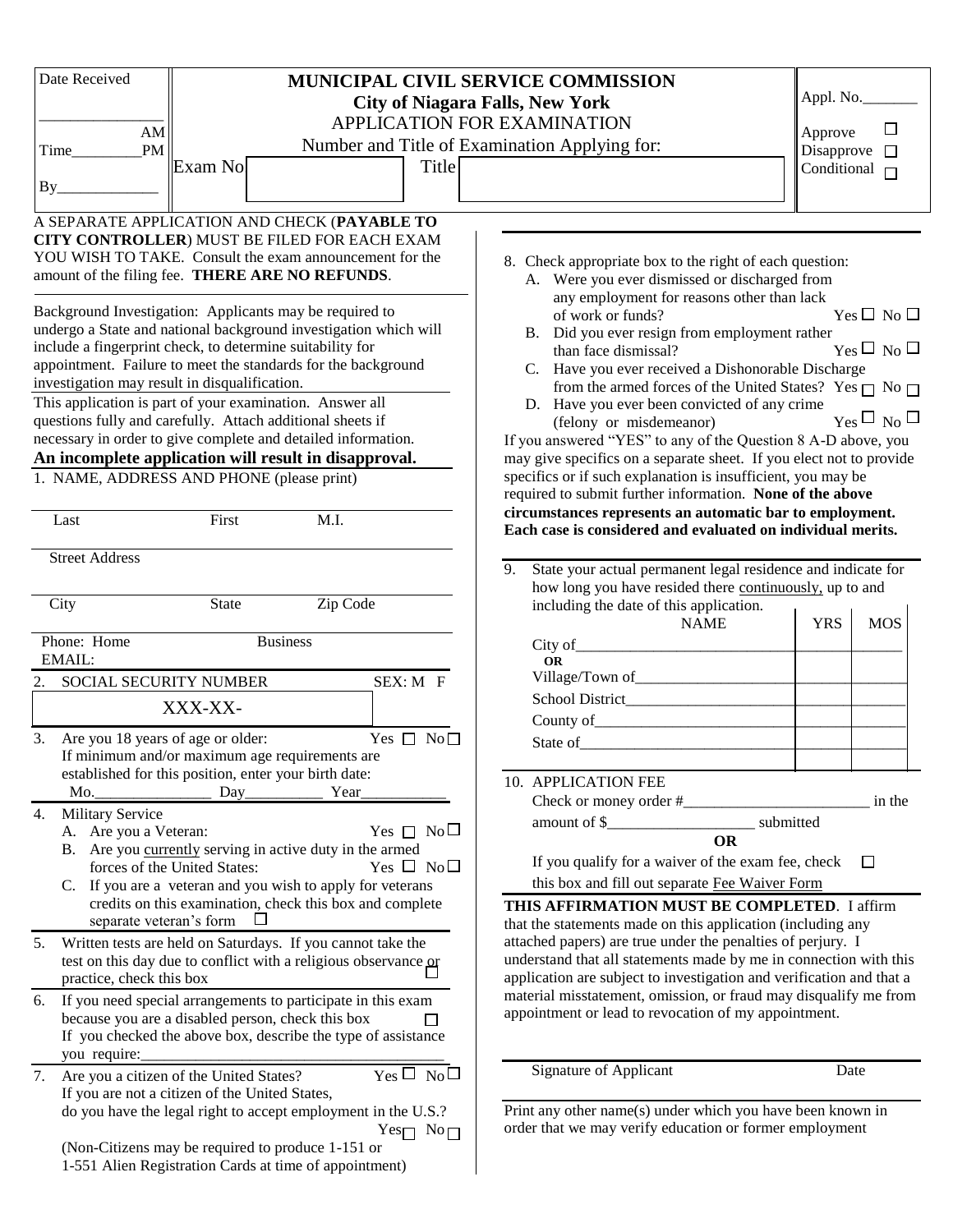Date Received

_______________

Time_________ AM/PM

By_____________

# MUNICIPAL CIVIL SERVICE COMMISSION

## City of Niagara Falls, New York

APPLICATION FOR EXAMINATION

Number and Title of Examination Applying for:

Exam No [ ] Title [ ]

Appl. No._______

Approve ☐
Disapprove ☐
Conditional ☐

A SEPARATE APPLICATION AND CHECK (**PAYABLE TO CITY CONTROLLER**) MUST BE FILED FOR EACH EXAM YOU WISH TO TAKE. Consult the exam announcement for the amount of the filing fee. **THERE ARE NO REFUNDS**.

Background Investigation: Applicants may be required to undergo a State and national background investigation which will include a fingerprint check, to determine suitability for appointment. Failure to meet the standards for the background investigation may result in disqualification.

This application is part of your examination. Answer all questions fully and carefully. Attach additional sheets if necessary in order to give complete and detailed information.

**An incomplete application will result in disapproval.**

1. NAME, ADDRESS AND PHONE (please print)

Last First M.I.

Street Address

City State Zip Code

Phone: Home Business

EMAIL:

2. SOCIAL SECURITY NUMBER SEX: M F

XXX-XX-

3. Are you 18 years of age or older: Yes ☐ No ☐
   If minimum and/or maximum age requirements are established for this position, enter your birth date:
   Mo.______________ Day__________ Year___________

4. Military Service
   A. Are you a Veteran: Yes ☐ No ☐
   B. Are you currently serving in active duty in the armed forces of the United States: Yes ☐ No ☐
   C. If you are a veteran and you wish to apply for veterans credits on this examination, check this box and complete separate veteran's form ☐

5. Written tests are held on Saturdays. If you cannot take the test on this day due to conflict with a religious observance or practice, check this box ☐

6. If you need special arrangements to participate in this exam because you are a disabled person, check this box ☐
   If you checked the above box, describe the type of assistance you require:_______________________________________

7. Are you a citizen of the United States? Yes ☐ No ☐
   If you are not a citizen of the United States, do you have the legal right to accept employment in the U.S.? Yes ☐ No ☐
   (Non-Citizens may be required to produce 1-151 or 1-551 Alien Registration Cards at time of appointment)

8. Check appropriate box to the right of each question:
   A. Were you ever dismissed or discharged from any employment for reasons other than lack of work or funds? Yes ☐ No ☐
   B. Did you ever resign from employment rather than face dismissal? Yes ☐ No ☐
   C. Have you ever received a Dishonorable Discharge from the armed forces of the United States? Yes ☐ No ☐
   D. Have you ever been convicted of any crime (felony or misdemeanor) Yes ☐ No ☐

If you answered "YES" to any of the Question 8 A-D above, you may give specifics on a separate sheet. If you elect not to provide specifics or if such explanation is insufficient, you may be required to submit further information. **None of the above circumstances represents an automatic bar to employment. Each case is considered and evaluated on individual merits.**

9. State your actual permanent legal residence and indicate for how long you have resided there continuously, up to and including the date of this application.

| NAME | YRS | MOS |
|---|---|---|
| City of__________________ **OR** | | |
| Village/Town of__________________ | | |
| School District__________________ | | |
| County of__________________ | | |
| State of__________________ | | |

10. APPLICATION FEE
    Check or money order #________________________ in the amount of $___________________ submitted
    **OR**
    If you qualify for a waiver of the exam fee, check this box and fill out separate Fee Waiver Form ☐

**THIS AFFIRMATION MUST BE COMPLETED**. I affirm that the statements made on this application (including any attached papers) are true under the penalties of perjury. I understand that all statements made by me in connection with this application are subject to investigation and verification and that a material misstatement, omission, or fraud may disqualify me from appointment or lead to revocation of my appointment.

Signature of Applicant Date

Print any other name(s) under which you have been known in order that we may verify education or former employment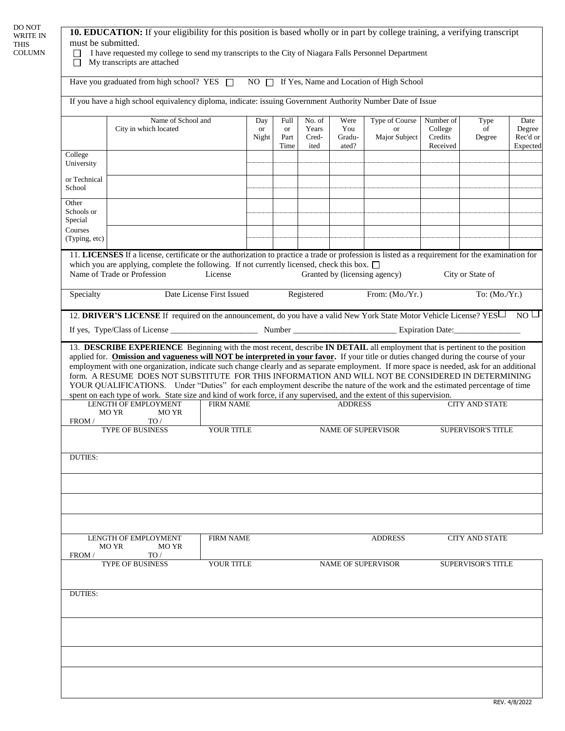DO NOT WRITE IN THIS COLUMN

**10. EDUCATION:** If your eligibility for this position is based wholly or in part by college training, a verifying transcript must be submitted.

☐ I have requested my college to send my transcripts to the City of Niagara Falls Personnel Department
☐ My transcripts are attached

Have you graduated from high school? YES ☐ NO ☐ If Yes, Name and Location of High School

If you have a high school equivalency diploma, indicate: issuing Government Authority Number Date of Issue

| | Name of School and City in which located | Day or Night | Full or Part Time | No. of Years Cred-ited | Were You Gradu-ated? | Type of Course or Major Subject | Number of College Credits Received | Type of Degree | Date Degree Rec'd or Expected |
|---|---|---|---|---|---|---|---|---|---|
| College University | | | | | | | | | |
| or Technical School | | | | | | | | | |
| Other Schools or Special | | | | | | | | | |
| Courses (Typing, etc) | | | | | | | | | |

11. **LICENSES** If a license, certificate or the authorization to practice a trade or profession is listed as a requirement for the examination for which you are applying, complete the following. If not currently licensed, check this box. ☐

Name of Trade or Profession License Granted by (licensing agency) City or State of

Specialty Date License First Issued Registered From: (Mo./Yr.) To: (Mo./Yr.)

12. **DRIVER'S LICENSE** If required on the announcement, do you have a valid New York State Motor Vehicle License? YES☐ NO ☐

If yes, Type/Class of License ____________________ Number ________________________ Expiration Date:_______________

13. **DESCRIBE EXPERIENCE** Beginning with the most recent, describe **IN DETAIL** all employment that is pertinent to the position applied for. **Omission and vagueness will NOT be interpreted in your favor.** If your title or duties changed during the course of your employment with one organization, indicate such change clearly and as separate employment. If more space is needed, ask for an additional form. A RESUME DOES NOT SUBSTITUTE FOR THIS INFORMATION AND WILL NOT BE CONSIDERED IN DETERMINING YOUR QUALIFICATIONS. Under "Duties" for each employment describe the nature of the work and the estimated percentage of time spent on each type of work. State size and kind of work force, if any supervised, and the extent of this supervision.

| LENGTH OF EMPLOYMENT MO YR FROM / MO YR TO / | FIRM NAME | ADDRESS | CITY AND STATE |
|---|---|---|---|
| TYPE OF BUSINESS | YOUR TITLE | NAME OF SUPERVISOR | SUPERVISOR'S TITLE |
| DUTIES: | | | |
| | | | |
| | | | |
| | | | |

| LENGTH OF EMPLOYMENT MO YR FROM / MO YR TO / | FIRM NAME | ADDRESS | CITY AND STATE |
|---|---|---|---|
| TYPE OF BUSINESS | YOUR TITLE | NAME OF SUPERVISOR | SUPERVISOR'S TITLE |
| DUTIES: | | | |
| | | | |
| | | | |
| | | | |

REV. 4/8/2022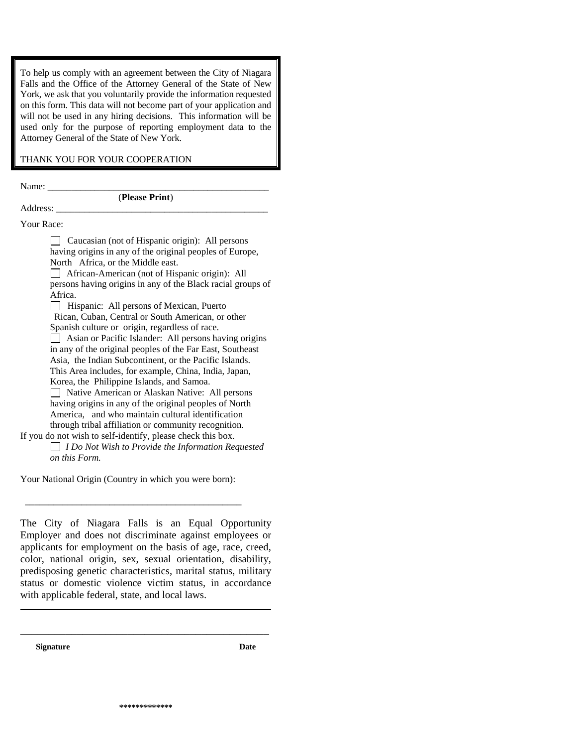To help us comply with an agreement between the City of Niagara Falls and the Office of the Attorney General of the State of New York, we ask that you voluntarily provide the information requested on this form. This data will not become part of your application and will not be used in any hiring decisions. This information will be used only for the purpose of reporting employment data to the Attorney General of the State of New York.

THANK YOU FOR YOUR COOPERATION

Name: ________________________________________________
(**Please Print**)

Address: ______________________________________________

Your Race:

- ☐ Caucasian (not of Hispanic origin): All persons having origins in any of the original peoples of Europe, North Africa, or the Middle east.
- ☐ African-American (not of Hispanic origin): All persons having origins in any of the Black racial groups of Africa.
- ☐ Hispanic: All persons of Mexican, Puerto Rican, Cuban, Central or South American, or other Spanish culture or origin, regardless of race.
- ☐ Asian or Pacific Islander: All persons having origins in any of the original peoples of the Far East, Southeast Asia, the Indian Subcontinent, or the Pacific Islands. This Area includes, for example, China, India, Japan, Korea, the Philippine Islands, and Samoa.
- ☐ Native American or Alaskan Native: All persons having origins in any of the original peoples of North America, and who maintain cultural identification through tribal affiliation or community recognition.

If you do not wish to self-identify, please check this box.

- ☐ *I Do Not Wish to Provide the Information Requested on this Form.*

Your National Origin (Country in which you were born):

_______________________________________________

The City of Niagara Falls is an Equal Opportunity Employer and does not discriminate against employees or applicants for employment on the basis of age, race, creed, color, national origin, sex, sexual orientation, disability, predisposing genetic characteristics, marital status, military status or domestic violence victim status, in accordance with applicable federal, state, and local laws.

_______________________________________________

**Signature** **Date**

\*\*\*\*\*\*\*\*\*\*\*\*\*